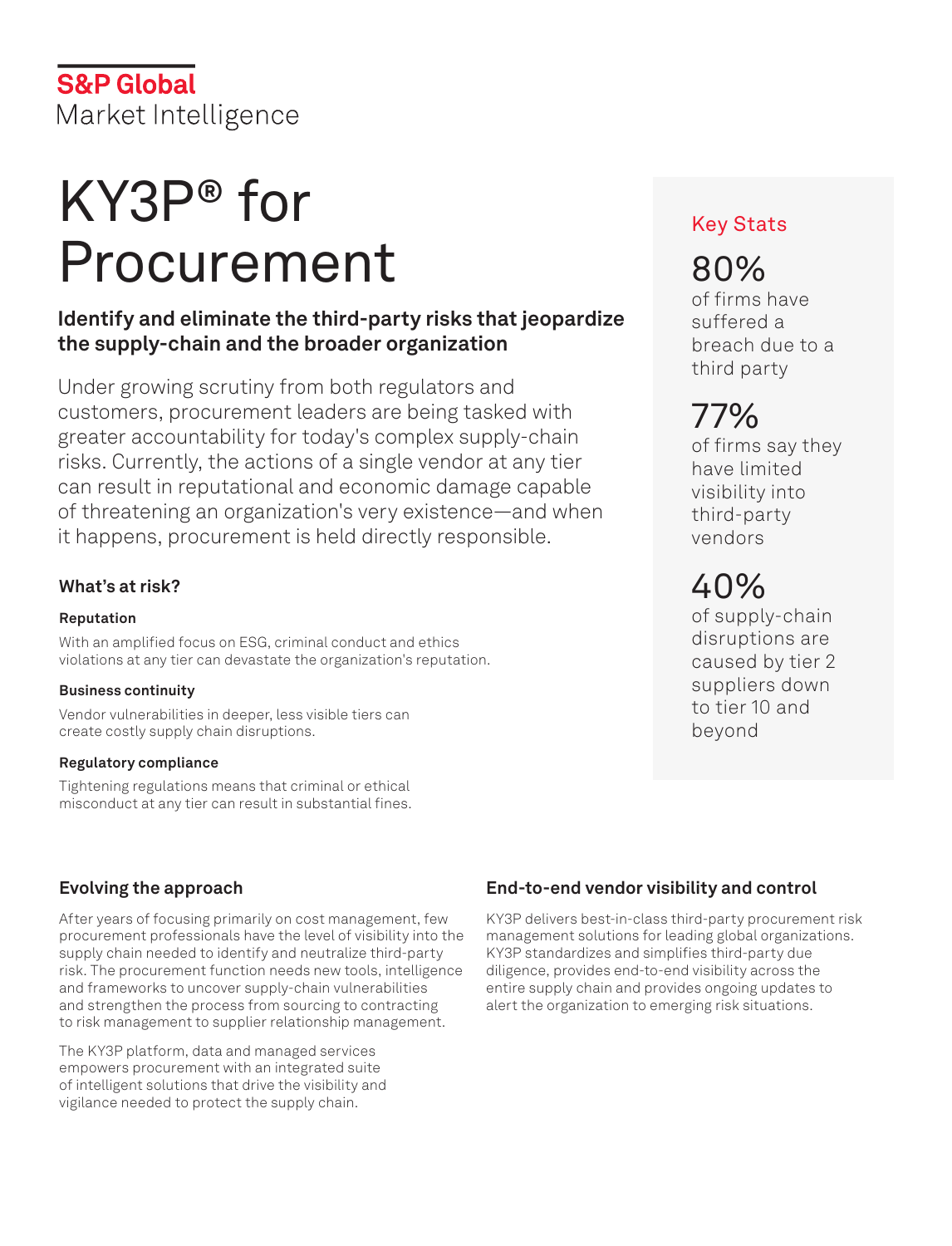S&P Global
Market Intelligence

# KY3P® for Procurement

**Identify and eliminate the third-party risks that jeopardize the supply-chain and the broader organization**

Under growing scrutiny from both regulators and customers, procurement leaders are being tasked with greater accountability for today's complex supply-chain risks. Currently, the actions of a single vendor at any tier can result in reputational and economic damage capable of threatening an organization's very existence—and when it happens, procurement is held directly responsible.

### What's at risk?

**Reputation**

With an amplified focus on ESG, criminal conduct and ethics violations at any tier can devastate the organization's reputation.

**Business continuity**

Vendor vulnerabilities in deeper, less visible tiers can create costly supply chain disruptions.

**Regulatory compliance**

Tightening regulations means that criminal or ethical misconduct at any tier can result in substantial fines.

## Key Stats

**80%**
of firms have suffered a breach due to a third party

**77%**
of firms say they have limited visibility into third-party vendors

**40%**
of supply-chain disruptions are caused by tier 2 suppliers down to tier 10 and beyond

### Evolving the approach

After years of focusing primarily on cost management, few procurement professionals have the level of visibility into the supply chain needed to identify and neutralize third-party risk. The procurement function needs new tools, intelligence and frameworks to uncover supply-chain vulnerabilities and strengthen the process from sourcing to contracting to risk management to supplier relationship management.

The KY3P platform, data and managed services empowers procurement with an integrated suite of intelligent solutions that drive the visibility and vigilance needed to protect the supply chain.

### End-to-end vendor visibility and control

KY3P delivers best-in-class third-party procurement risk management solutions for leading global organizations. KY3P standardizes and simplifies third-party due diligence, provides end-to-end visibility across the entire supply chain and provides ongoing updates to alert the organization to emerging risk situations.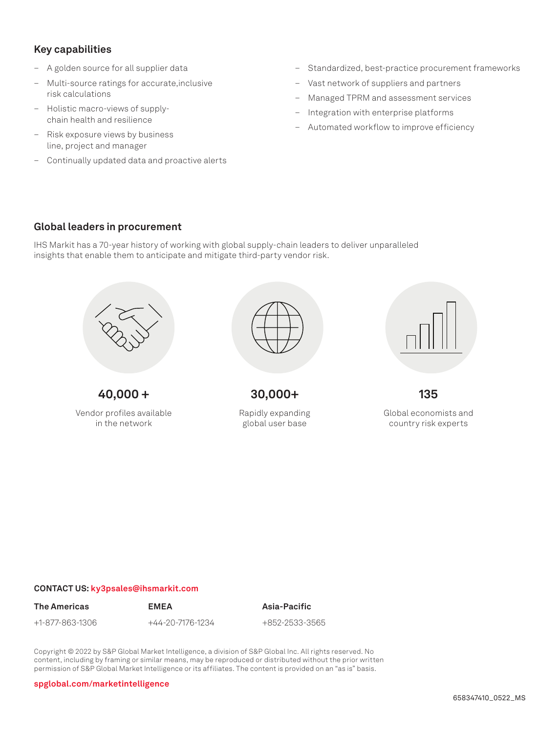## Key capabilities

- A golden source for all supplier data
- Multi-source ratings for accurate,inclusive risk calculations
- Holistic macro-views of supply-chain health and resilience
- Risk exposure views by business line, project and manager
- Continually updated data and proactive alerts
- Standardized, best-practice procurement frameworks
- Vast network of suppliers and partners
- Managed TPRM and assessment services
- Integration with enterprise platforms
- Automated workflow to improve efficiency

## Global leaders in procurement

IHS Markit has a 70-year history of working with global supply-chain leaders to deliver unparalleled insights that enable them to anticipate and mitigate third-party vendor risk.

**40,000 +**

Vendor profiles available in the network

**30,000+**

Rapidly expanding global user base

**135**

Global economists and country risk experts

**CONTACT US: ky3psales@ihsmarkit.com**

| The Americas | EMEA | Asia-Pacific |
|---|---|---|
| +1-877-863-1306 | +44-20-7176-1234 | +852-2533-3565 |

Copyright © 2022 by S&P Global Market Intelligence, a division of S&P Global Inc. All rights reserved. No content, including by framing or similar means, may be reproduced or distributed without the prior written permission of S&P Global Market Intelligence or its affiliates. The content is provided on an "as is" basis.

**spglobal.com/marketintelligence**

658347410_0522_MS